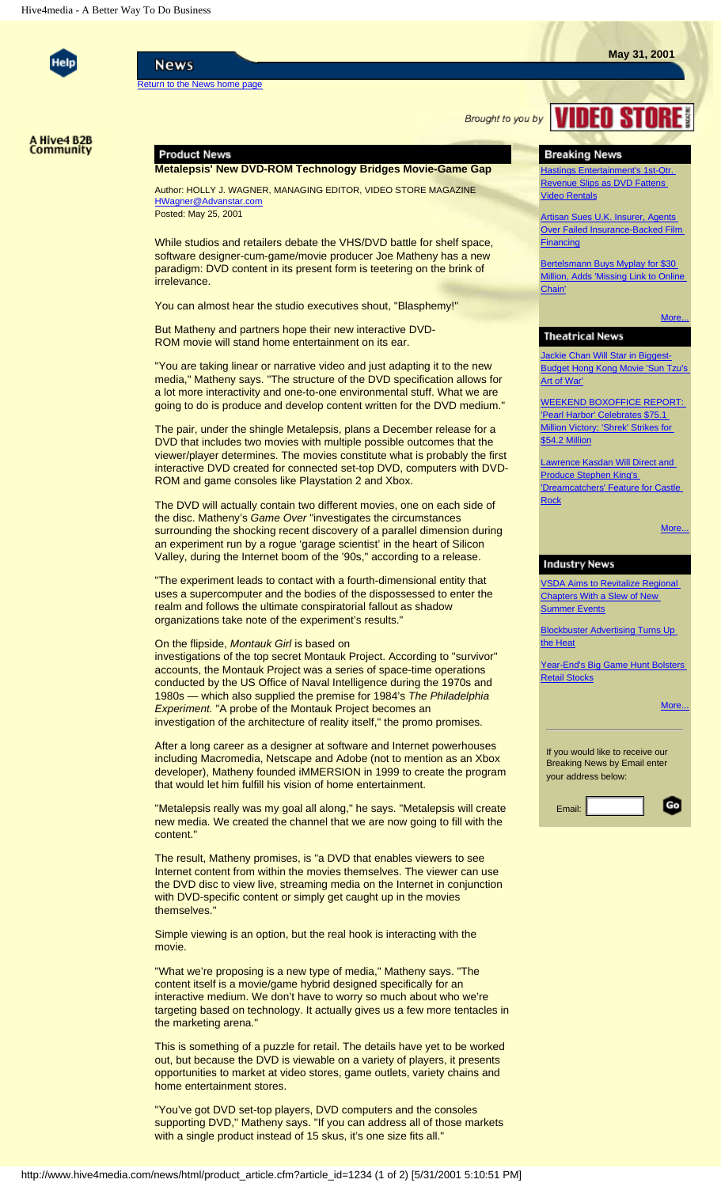# News

May 31, 2001

Return to the News home page

Brought to you by VIDEO STORE MAGAZINE

A Hive4 B2B Community

## Product News

**Metalepsis' New DVD-ROM Technology Bridges Movie-Game Gap**

Author: HOLLY J. WAGNER, MANAGING EDITOR, VIDEO STORE MAGAZINE
HWagner@Advanstar.com
Posted: May 25, 2001

While studios and retailers debate the VHS/DVD battle for shelf space, software designer-cum-game/movie producer Joe Matheny has a new paradigm: DVD content in its present form is teetering on the brink of irrelevance.

You can almost hear the studio executives shout, "Blasphemy!"

But Matheny and partners hope their new interactive DVD-ROM movie will stand home entertainment on its ear.

"You are taking linear or narrative video and just adapting it to the new media," Matheny says. "The structure of the DVD specification allows for a lot more interactivity and one-to-one environmental stuff. What we are going to do is produce and develop content written for the DVD medium."

The pair, under the shingle Metalepsis, plans a December release for a DVD that includes two movies with multiple possible outcomes that the viewer/player determines. The movies constitute what is probably the first interactive DVD created for connected set-top DVD, computers with DVD-ROM and game consoles like Playstation 2 and Xbox.

The DVD will actually contain two different movies, one on each side of the disc. Matheny's *Game Over* "investigates the circumstances surrounding the shocking recent discovery of a parallel dimension during an experiment run by a rogue 'garage scientist' in the heart of Silicon Valley, during the Internet boom of the '90s," according to a release.

"The experiment leads to contact with a fourth-dimensional entity that uses a supercomputer and the bodies of the dispossessed to enter the realm and follows the ultimate conspiratorial fallout as shadow organizations take note of the experiment's results."

On the flipside, *Montauk Girl* is based on investigations of the top secret Montauk Project. According to "survivor" accounts, the Montauk Project was a series of space-time operations conducted by the US Office of Naval Intelligence during the 1970s and 1980s — which also supplied the premise for 1984's *The Philadelphia Experiment.* "A probe of the Montauk Project becomes an investigation of the architecture of reality itself," the promo promises.

After a long career as a designer at software and Internet powerhouses including Macromedia, Netscape and Adobe (not to mention as an Xbox developer), Matheny founded iMMERSION in 1999 to create the program that would let him fulfill his vision of home entertainment.

"Metalepsis really was my goal all along," he says. "Metalepsis will create new media. We created the channel that we are now going to fill with the content."

The result, Matheny promises, is "a DVD that enables viewers to see Internet content from within the movies themselves. The viewer can use the DVD disc to view live, streaming media on the Internet in conjunction with DVD-specific content or simply get caught up in the movies themselves."

Simple viewing is an option, but the real hook is interacting with the movie.

"What we're proposing is a new type of media," Matheny says. "The content itself is a movie/game hybrid designed specifically for an interactive medium. We don't have to worry so much about who we're targeting based on technology. It actually gives us a few more tentacles in the marketing arena."

This is something of a puzzle for retail. The details have yet to be worked out, but because the DVD is viewable on a variety of players, it presents opportunities to market at video stores, game outlets, variety chains and home entertainment stores.

"You've got DVD set-top players, DVD computers and the consoles supporting DVD," Matheny says. "If you can address all of those markets with a single product instead of 15 skus, it's one size fits all."

## Breaking News

Hastings Entertainment's 1st-Qtr. Revenue Slips as DVD Fattens Video Rentals

Artisan Sues U.K. Insurer, Agents Over Failed Insurance-Backed Film Financing

Bertelsmann Buys Myplay for $30 Million, Adds 'Missing Link to Online Chain'

More...

## Theatrical News

Jackie Chan Will Star in Biggest-Budget Hong Kong Movie 'Sun Tzu's Art of War'

WEEKEND BOXOFFICE REPORT: 'Pearl Harbor' Celebrates $75.1 Million Victory; 'Shrek' Strikes for $54.2 Million

Lawrence Kasdan Will Direct and Produce Stephen King's 'Dreamcatchers' Feature for Castle Rock

More...

## Industry News

VSDA Aims to Revitalize Regional Chapters With a Slew of New Summer Events

Blockbuster Advertising Turns Up the Heat

Year-End's Big Game Hunt Bolsters Retail Stocks

More...

If you would like to receive our Breaking News by Email enter your address below:

Email: Go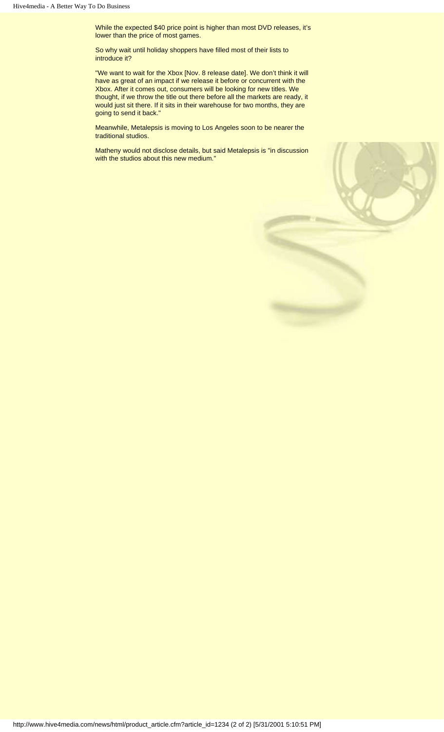While the expected $40 price point is higher than most DVD releases, it's lower than the price of most games.

So why wait until holiday shoppers have filled most of their lists to introduce it?

"We want to wait for the Xbox [Nov. 8 release date]. We don't think it will have as great of an impact if we release it before or concurrent with the Xbox. After it comes out, consumers will be looking for new titles. We thought, if we throw the title out there before all the markets are ready, it would just sit there. If it sits in their warehouse for two months, they are going to send it back."

Meanwhile, Metalepsis is moving to Los Angeles soon to be nearer the traditional studios.

Matheny would not disclose details, but said Metalepsis is "in discussion with the studios about this new medium."